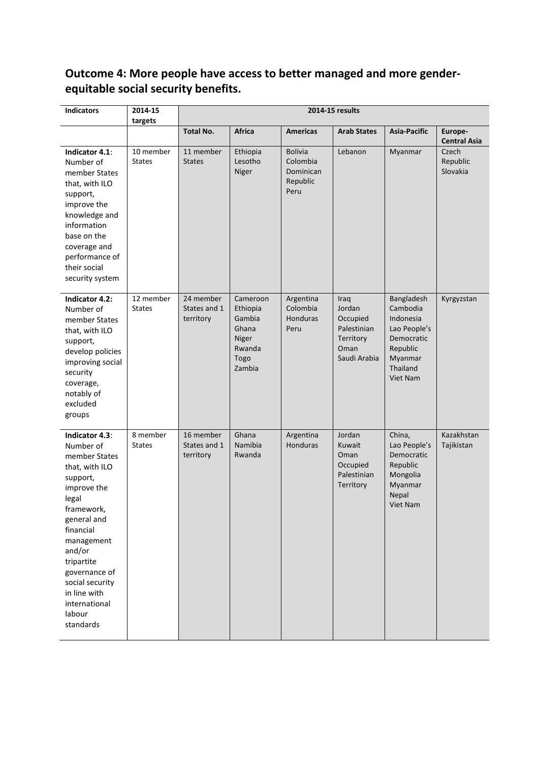## Outcome 4: More people have access to better managed and more gender-equitable social security benefits.

| Indicators | 2014-15 targets | 2014-15 results | | | | | |
|---|---|---|---|---|---|---|---|
| | | **Total No.** | **Africa** | **Americas** | **Arab States** | **Asia-Pacific** | **Europe-Central Asia** |
| **Indicator 4.1**: Number of member States that, with ILO support, improve the knowledge and information base on the coverage and performance of their social security system | 10 member States | 11 member States | Ethiopia<br>Lesotho<br>Niger | Bolivia<br>Colombia<br>Dominican Republic<br>Peru | Lebanon | Myanmar | Czech Republic<br>Slovakia |
| **Indicator 4.2:** Number of member States that, with ILO support, develop policies improving social security coverage, notably of excluded groups | 12 member States | 24 member States and 1 territory | Cameroon<br>Ethiopia<br>Gambia<br>Ghana<br>Niger<br>Rwanda<br>Togo<br>Zambia | Argentina<br>Colombia<br>Honduras<br>Peru | Iraq<br>Jordan<br>Occupied Palestinian Territory<br>Oman<br>Saudi Arabia | Bangladesh<br>Cambodia<br>Indonesia<br>Lao People's Democratic Republic<br>Myanmar<br>Thailand<br>Viet Nam | Kyrgyzstan |
| **Indicator 4.3**: Number of member States that, with ILO support, improve the legal framework, general and financial management and/or tripartite governance of social security in line with international labour standards | 8 member States | 16 member States and 1 territory | Ghana<br>Namibia<br>Rwanda | Argentina<br>Honduras | Jordan<br>Kuwait<br>Oman<br>Occupied Palestinian Territory | China,<br>Lao People's Democratic Republic<br>Mongolia<br>Myanmar<br>Nepal<br>Viet Nam | Kazakhstan<br>Tajikistan |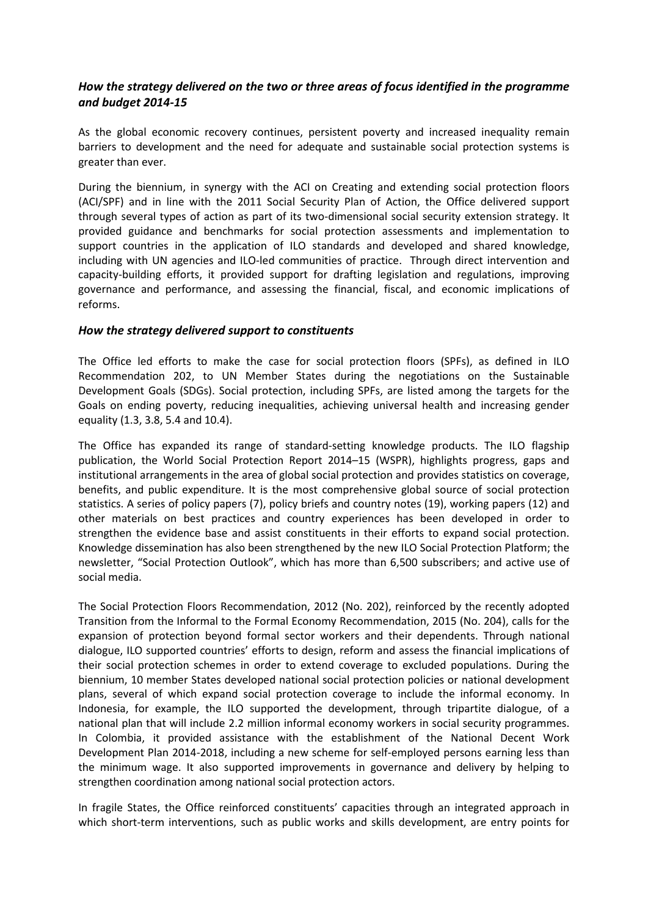### *How the strategy delivered on the two or three areas of focus identified in the programme and budget 2014-15*

As the global economic recovery continues, persistent poverty and increased inequality remain barriers to development and the need for adequate and sustainable social protection systems is greater than ever.

During the biennium, in synergy with the ACI on Creating and extending social protection floors (ACI/SPF) and in line with the 2011 Social Security Plan of Action, the Office delivered support through several types of action as part of its two-dimensional social security extension strategy. It provided guidance and benchmarks for social protection assessments and implementation to support countries in the application of ILO standards and developed and shared knowledge, including with UN agencies and ILO-led communities of practice. Through direct intervention and capacity-building efforts, it provided support for drafting legislation and regulations, improving governance and performance, and assessing the financial, fiscal, and economic implications of reforms.

### *How the strategy delivered support to constituents*

The Office led efforts to make the case for social protection floors (SPFs), as defined in ILO Recommendation 202, to UN Member States during the negotiations on the Sustainable Development Goals (SDGs). Social protection, including SPFs, are listed among the targets for the Goals on ending poverty, reducing inequalities, achieving universal health and increasing gender equality (1.3, 3.8, 5.4 and 10.4).

The Office has expanded its range of standard-setting knowledge products. The ILO flagship publication, the World Social Protection Report 2014–15 (WSPR), highlights progress, gaps and institutional arrangements in the area of global social protection and provides statistics on coverage, benefits, and public expenditure. It is the most comprehensive global source of social protection statistics. A series of policy papers (7), policy briefs and country notes (19), working papers (12) and other materials on best practices and country experiences has been developed in order to strengthen the evidence base and assist constituents in their efforts to expand social protection. Knowledge dissemination has also been strengthened by the new ILO Social Protection Platform; the newsletter, "Social Protection Outlook", which has more than 6,500 subscribers; and active use of social media.

The Social Protection Floors Recommendation, 2012 (No. 202), reinforced by the recently adopted Transition from the Informal to the Formal Economy Recommendation, 2015 (No. 204), calls for the expansion of protection beyond formal sector workers and their dependents. Through national dialogue, ILO supported countries' efforts to design, reform and assess the financial implications of their social protection schemes in order to extend coverage to excluded populations. During the biennium, 10 member States developed national social protection policies or national development plans, several of which expand social protection coverage to include the informal economy. In Indonesia, for example, the ILO supported the development, through tripartite dialogue, of a national plan that will include 2.2 million informal economy workers in social security programmes. In Colombia, it provided assistance with the establishment of the National Decent Work Development Plan 2014-2018, including a new scheme for self-employed persons earning less than the minimum wage. It also supported improvements in governance and delivery by helping to strengthen coordination among national social protection actors.

In fragile States, the Office reinforced constituents' capacities through an integrated approach in which short-term interventions, such as public works and skills development, are entry points for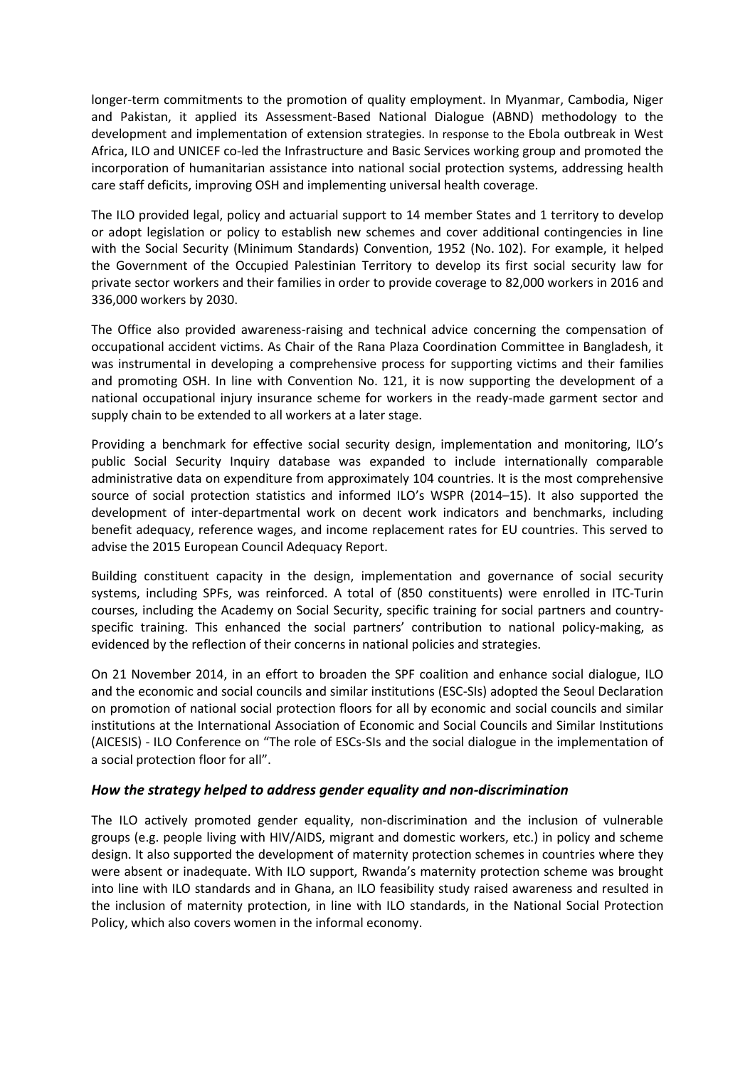longer-term commitments to the promotion of quality employment. In Myanmar, Cambodia, Niger and Pakistan, it applied its Assessment-Based National Dialogue (ABND) methodology to the development and implementation of extension strategies. In response to the Ebola outbreak in West Africa, ILO and UNICEF co-led the Infrastructure and Basic Services working group and promoted the incorporation of humanitarian assistance into national social protection systems, addressing health care staff deficits, improving OSH and implementing universal health coverage.

The ILO provided legal, policy and actuarial support to 14 member States and 1 territory to develop or adopt legislation or policy to establish new schemes and cover additional contingencies in line with the Social Security (Minimum Standards) Convention, 1952 (No. 102). For example, it helped the Government of the Occupied Palestinian Territory to develop its first social security law for private sector workers and their families in order to provide coverage to 82,000 workers in 2016 and 336,000 workers by 2030.

The Office also provided awareness-raising and technical advice concerning the compensation of occupational accident victims. As Chair of the Rana Plaza Coordination Committee in Bangladesh, it was instrumental in developing a comprehensive process for supporting victims and their families and promoting OSH. In line with Convention No. 121, it is now supporting the development of a national occupational injury insurance scheme for workers in the ready-made garment sector and supply chain to be extended to all workers at a later stage.

Providing a benchmark for effective social security design, implementation and monitoring, ILO's public Social Security Inquiry database was expanded to include internationally comparable administrative data on expenditure from approximately 104 countries. It is the most comprehensive source of social protection statistics and informed ILO's WSPR (2014–15). It also supported the development of inter-departmental work on decent work indicators and benchmarks, including benefit adequacy, reference wages, and income replacement rates for EU countries. This served to advise the 2015 European Council Adequacy Report.

Building constituent capacity in the design, implementation and governance of social security systems, including SPFs, was reinforced. A total of (850 constituents) were enrolled in ITC-Turin courses, including the Academy on Social Security, specific training for social partners and country-specific training. This enhanced the social partners' contribution to national policy-making, as evidenced by the reflection of their concerns in national policies and strategies.

On 21 November 2014, in an effort to broaden the SPF coalition and enhance social dialogue, ILO and the economic and social councils and similar institutions (ESC-SIs) adopted the Seoul Declaration on promotion of national social protection floors for all by economic and social councils and similar institutions at the International Association of Economic and Social Councils and Similar Institutions (AICESIS) - ILO Conference on "The role of ESCs-SIs and the social dialogue in the implementation of a social protection floor for all".

### *How the strategy helped to address gender equality and non-discrimination*

The ILO actively promoted gender equality, non-discrimination and the inclusion of vulnerable groups (e.g. people living with HIV/AIDS, migrant and domestic workers, etc.) in policy and scheme design. It also supported the development of maternity protection schemes in countries where they were absent or inadequate. With ILO support, Rwanda's maternity protection scheme was brought into line with ILO standards and in Ghana, an ILO feasibility study raised awareness and resulted in the inclusion of maternity protection, in line with ILO standards, in the National Social Protection Policy, which also covers women in the informal economy.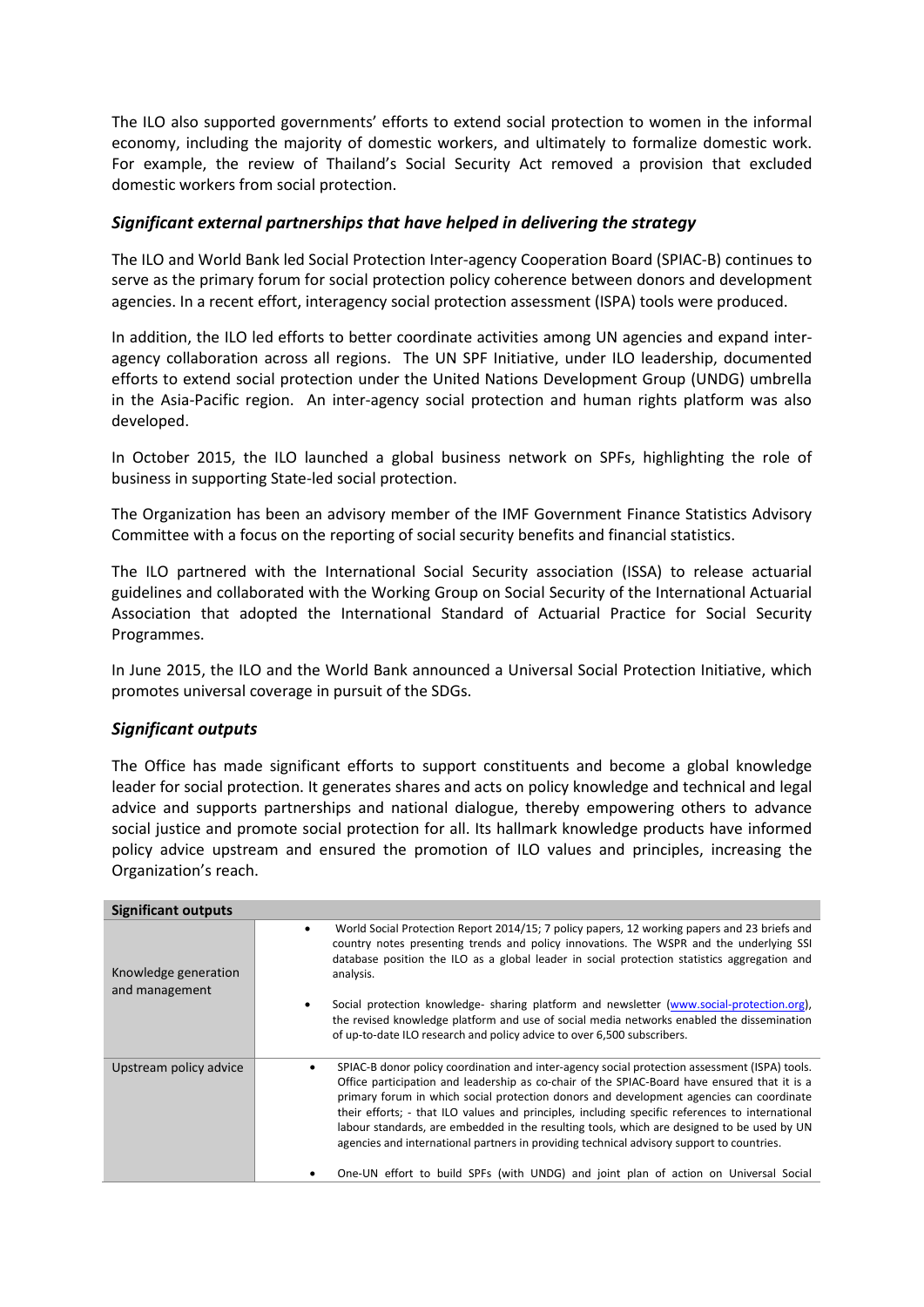The ILO also supported governments' efforts to extend social protection to women in the informal economy, including the majority of domestic workers, and ultimately to formalize domestic work. For example, the review of Thailand's Social Security Act removed a provision that excluded domestic workers from social protection.

### *Significant external partnerships that have helped in delivering the strategy*

The ILO and World Bank led Social Protection Inter-agency Cooperation Board (SPIAC-B) continues to serve as the primary forum for social protection policy coherence between donors and development agencies. In a recent effort, interagency social protection assessment (ISPA) tools were produced.

In addition, the ILO led efforts to better coordinate activities among UN agencies and expand inter-agency collaboration across all regions. The UN SPF Initiative, under ILO leadership, documented efforts to extend social protection under the United Nations Development Group (UNDG) umbrella in the Asia-Pacific region. An inter-agency social protection and human rights platform was also developed.

In October 2015, the ILO launched a global business network on SPFs, highlighting the role of business in supporting State-led social protection.

The Organization has been an advisory member of the IMF Government Finance Statistics Advisory Committee with a focus on the reporting of social security benefits and financial statistics.

The ILO partnered with the International Social Security association (ISSA) to release actuarial guidelines and collaborated with the Working Group on Social Security of the International Actuarial Association that adopted the International Standard of Actuarial Practice for Social Security Programmes.

In June 2015, the ILO and the World Bank announced a Universal Social Protection Initiative, which promotes universal coverage in pursuit of the SDGs.

### *Significant outputs*

The Office has made significant efforts to support constituents and become a global knowledge leader for social protection. It generates shares and acts on policy knowledge and technical and legal advice and supports partnerships and national dialogue, thereby empowering others to advance social justice and promote social protection for all. Its hallmark knowledge products have informed policy advice upstream and ensured the promotion of ILO values and principles, increasing the Organization's reach.

| **Significant outputs** | |
|---|---|
| Knowledge generation and management | • World Social Protection Report 2014/15; 7 policy papers, 12 working papers and 23 briefs and country notes presenting trends and policy innovations. The WSPR and the underlying SSI database position the ILO as a global leader in social protection statistics aggregation and analysis.<br><br>• Social protection knowledge- sharing platform and newsletter (www.social-protection.org), the revised knowledge platform and use of social media networks enabled the dissemination of up-to-date ILO research and policy advice to over 6,500 subscribers. |
| Upstream policy advice | • SPIAC-B donor policy coordination and inter-agency social protection assessment (ISPA) tools. Office participation and leadership as co-chair of the SPIAC-Board have ensured that it is a primary forum in which social protection donors and development agencies can coordinate their efforts; - that ILO values and principles, including specific references to international labour standards, are embedded in the resulting tools, which are designed to be used by UN agencies and international partners in providing technical advisory support to countries.<br><br>• One-UN effort to build SPFs (with UNDG) and joint plan of action on Universal Social |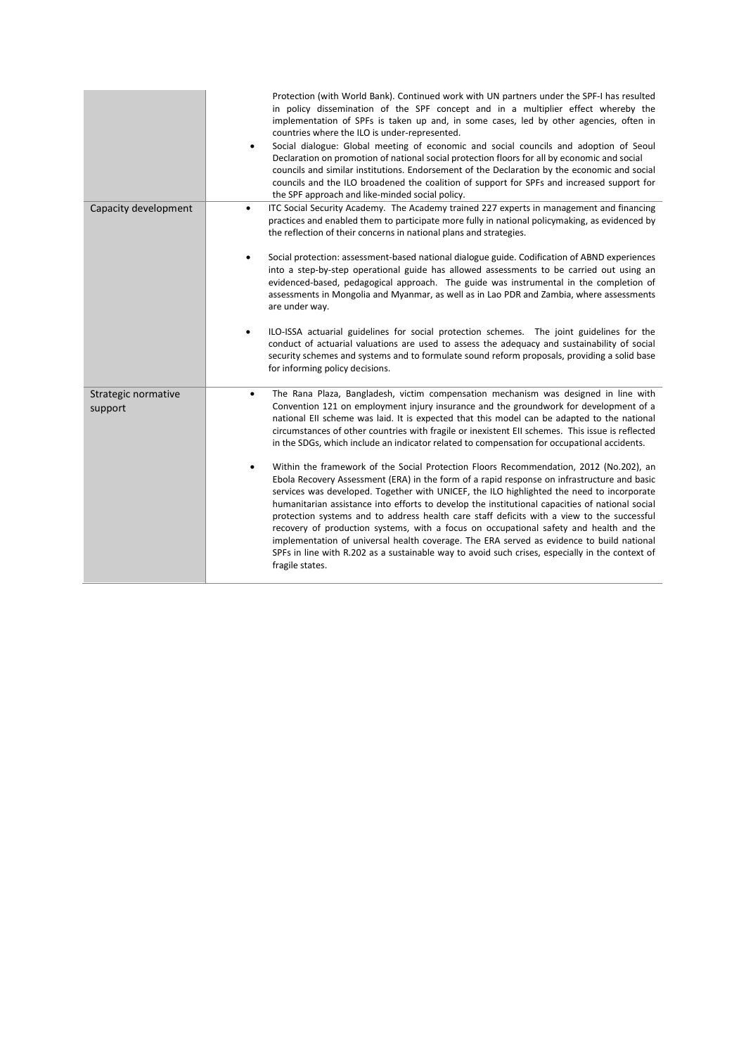| | |
|---|---|
| | Protection (with World Bank). Continued work with UN partners under the SPF-I has resulted in policy dissemination of the SPF concept and in a multiplier effect whereby the implementation of SPFs is taken up and, in some cases, led by other agencies, often in countries where the ILO is under-represented.<br>• Social dialogue: Global meeting of economic and social councils and adoption of Seoul Declaration on promotion of national social protection floors for all by economic and social councils and similar institutions. Endorsement of the Declaration by the economic and social councils and the ILO broadened the coalition of support for SPFs and increased support for the SPF approach and like-minded social policy. |
| Capacity development | • ITC Social Security Academy. The Academy trained 227 experts in management and financing practices and enabled them to participate more fully in national policymaking, as evidenced by the reflection of their concerns in national plans and strategies.<br><br>• Social protection: assessment-based national dialogue guide. Codification of ABND experiences into a step-by-step operational guide has allowed assessments to be carried out using an evidenced-based, pedagogical approach. The guide was instrumental in the completion of assessments in Mongolia and Myanmar, as well as in Lao PDR and Zambia, where assessments are under way.<br><br>• ILO-ISSA actuarial guidelines for social protection schemes. The joint guidelines for the conduct of actuarial valuations are used to assess the adequacy and sustainability of social security schemes and systems and to formulate sound reform proposals, providing a solid base for informing policy decisions. |
| Strategic normative support | • The Rana Plaza, Bangladesh, victim compensation mechanism was designed in line with Convention 121 on employment injury insurance and the groundwork for development of a national EII scheme was laid. It is expected that this model can be adapted to the national circumstances of other countries with fragile or inexistent EII schemes. This issue is reflected in the SDGs, which include an indicator related to compensation for occupational accidents.<br><br>• Within the framework of the Social Protection Floors Recommendation, 2012 (No.202), an Ebola Recovery Assessment (ERA) in the form of a rapid response on infrastructure and basic services was developed. Together with UNICEF, the ILO highlighted the need to incorporate humanitarian assistance into efforts to develop the institutional capacities of national social protection systems and to address health care staff deficits with a view to the successful recovery of production systems, with a focus on occupational safety and health and the implementation of universal health coverage. The ERA served as evidence to build national SPFs in line with R.202 as a sustainable way to avoid such crises, especially in the context of fragile states. |